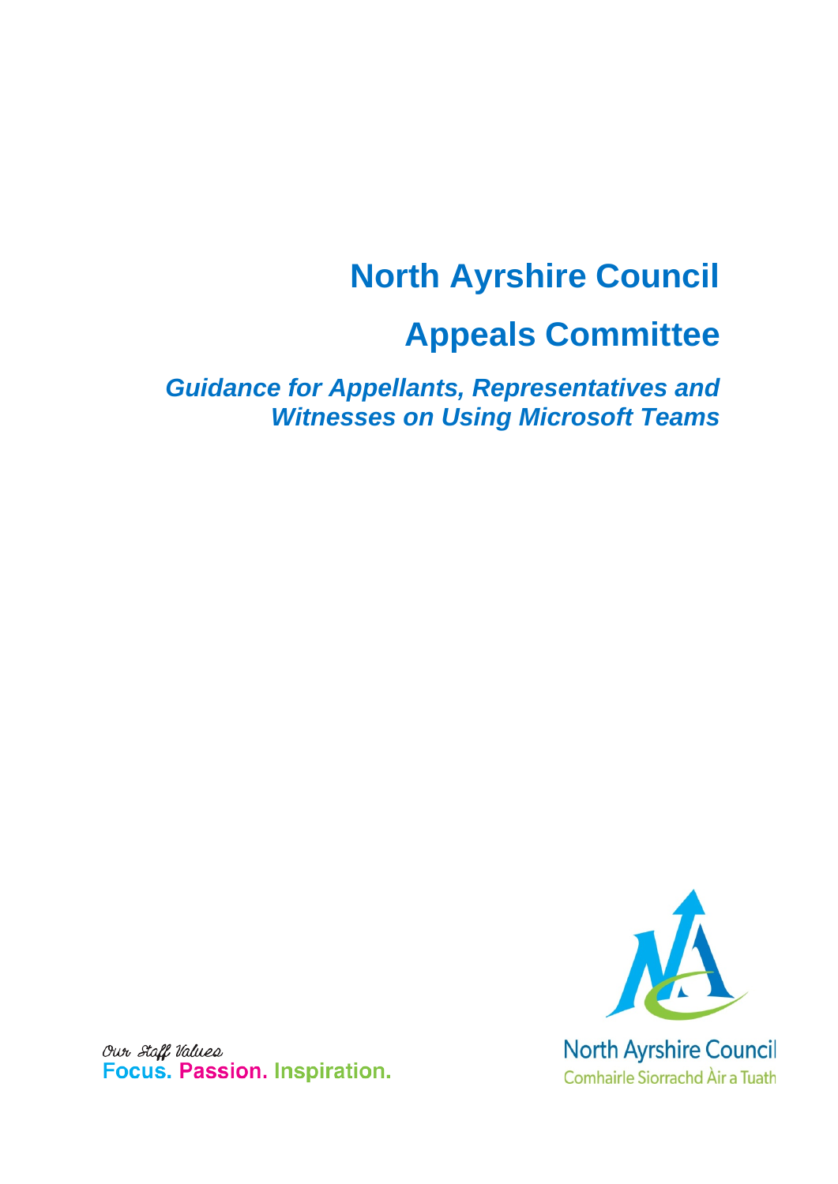# North Ayrshire Council

# Appeals Committee

***Guidance for Appellants, Representatives and Witnesses on Using Microsoft Teams***

Our Staff Values
**Focus. Passion. Inspiration.**

North Ayrshire Council
Comhairle Siorrachd Àir a Tuath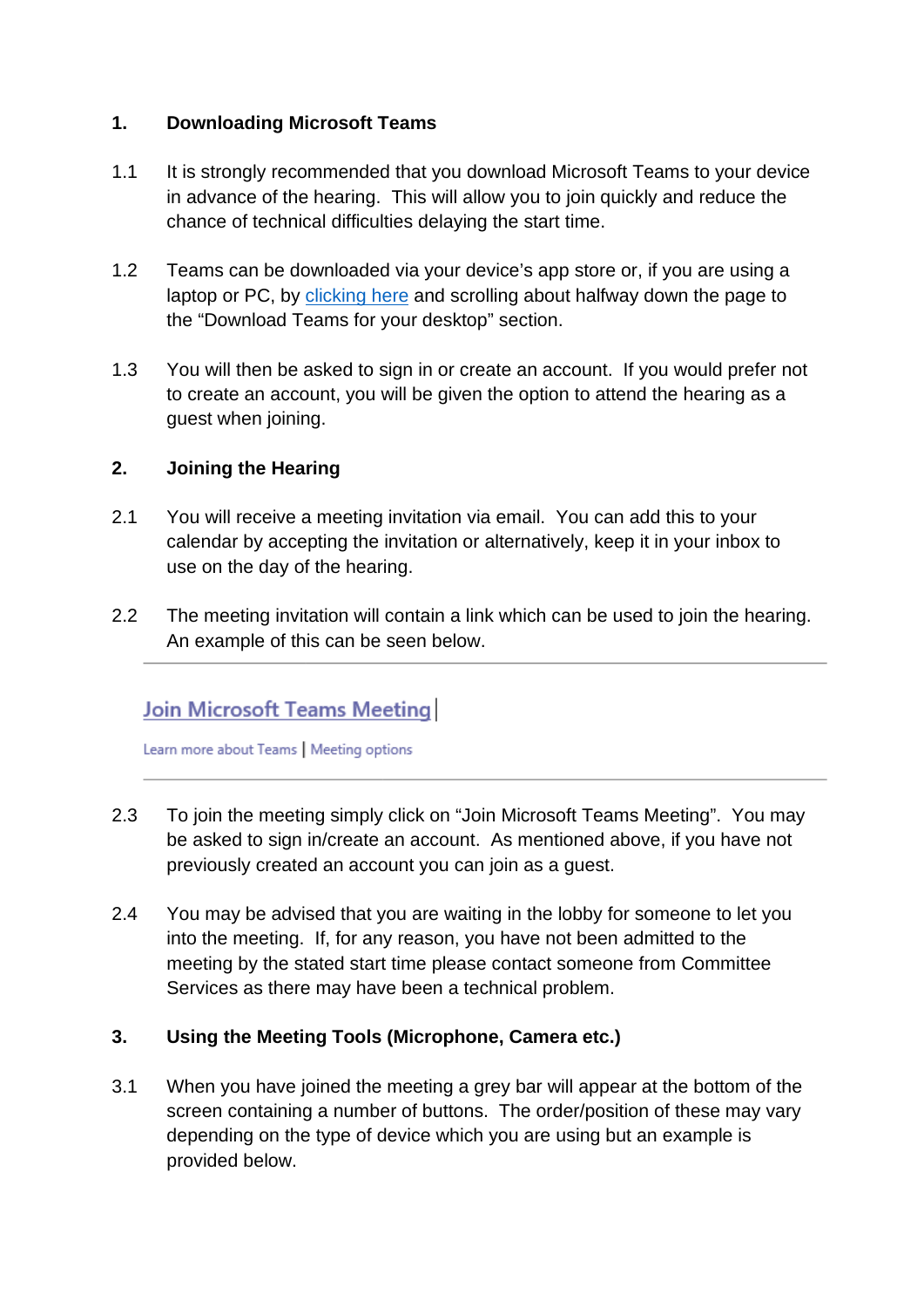## 1. Downloading Microsoft Teams

1.1 It is strongly recommended that you download Microsoft Teams to your device in advance of the hearing. This will allow you to join quickly and reduce the chance of technical difficulties delaying the start time.

1.2 Teams can be downloaded via your device's app store or, if you are using a laptop or PC, by clicking here and scrolling about halfway down the page to the "Download Teams for your desktop" section.

1.3 You will then be asked to sign in or create an account. If you would prefer not to create an account, you will be given the option to attend the hearing as a guest when joining.

## 2. Joining the Hearing

2.1 You will receive a meeting invitation via email. You can add this to your calendar by accepting the invitation or alternatively, keep it in your inbox to use on the day of the hearing.

2.2 The meeting invitation will contain a link which can be used to join the hearing. An example of this can be seen below.

---

Join Microsoft Teams Meeting

Learn more about Teams | Meeting options

---

2.3 To join the meeting simply click on "Join Microsoft Teams Meeting". You may be asked to sign in/create an account. As mentioned above, if you have not previously created an account you can join as a guest.

2.4 You may be advised that you are waiting in the lobby for someone to let you into the meeting. If, for any reason, you have not been admitted to the meeting by the stated start time please contact someone from Committee Services as there may have been a technical problem.

## 3. Using the Meeting Tools (Microphone, Camera etc.)

3.1 When you have joined the meeting a grey bar will appear at the bottom of the screen containing a number of buttons. The order/position of these may vary depending on the type of device which you are using but an example is provided below.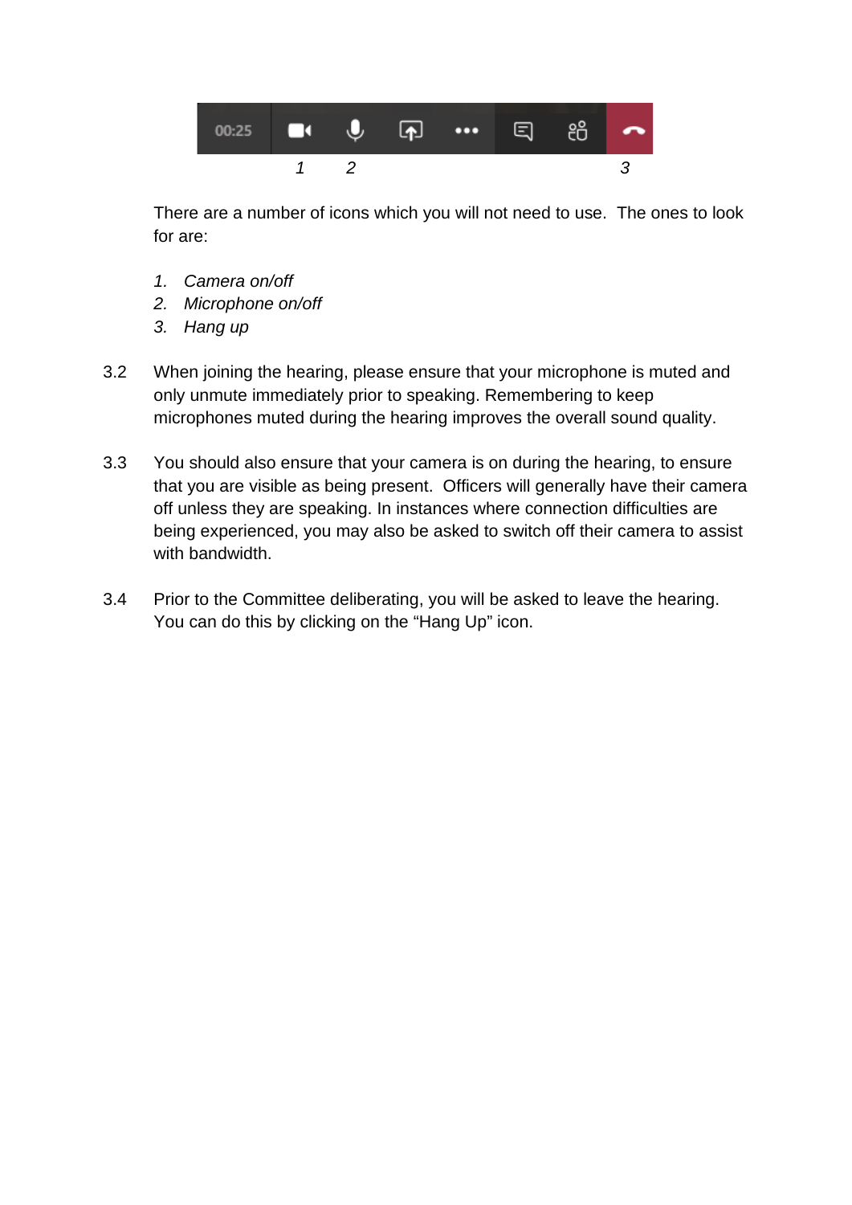00:25

1 2 3

There are a number of icons which you will not need to use. The ones to look for are:

1. *Camera on/off*
2. *Microphone on/off*
3. *Hang up*

3.2 When joining the hearing, please ensure that your microphone is muted and only unmute immediately prior to speaking. Remembering to keep microphones muted during the hearing improves the overall sound quality.

3.3 You should also ensure that your camera is on during the hearing, to ensure that you are visible as being present. Officers will generally have their camera off unless they are speaking. In instances where connection difficulties are being experienced, you may also be asked to switch off their camera to assist with bandwidth.

3.4 Prior to the Committee deliberating, you will be asked to leave the hearing. You can do this by clicking on the “Hang Up” icon.